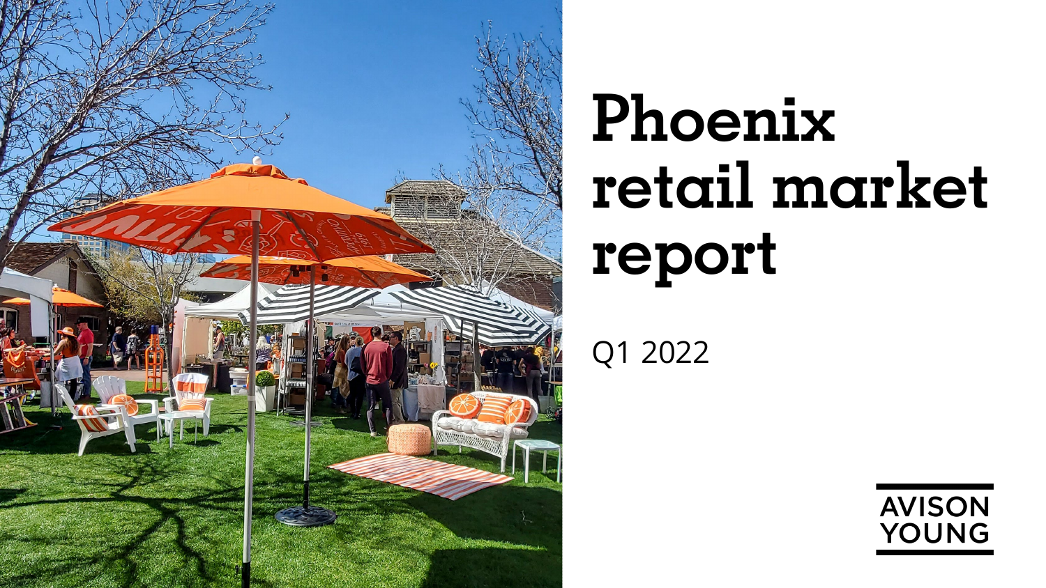# Phoenix retail market report

Q1 2022

AVISON YOUNG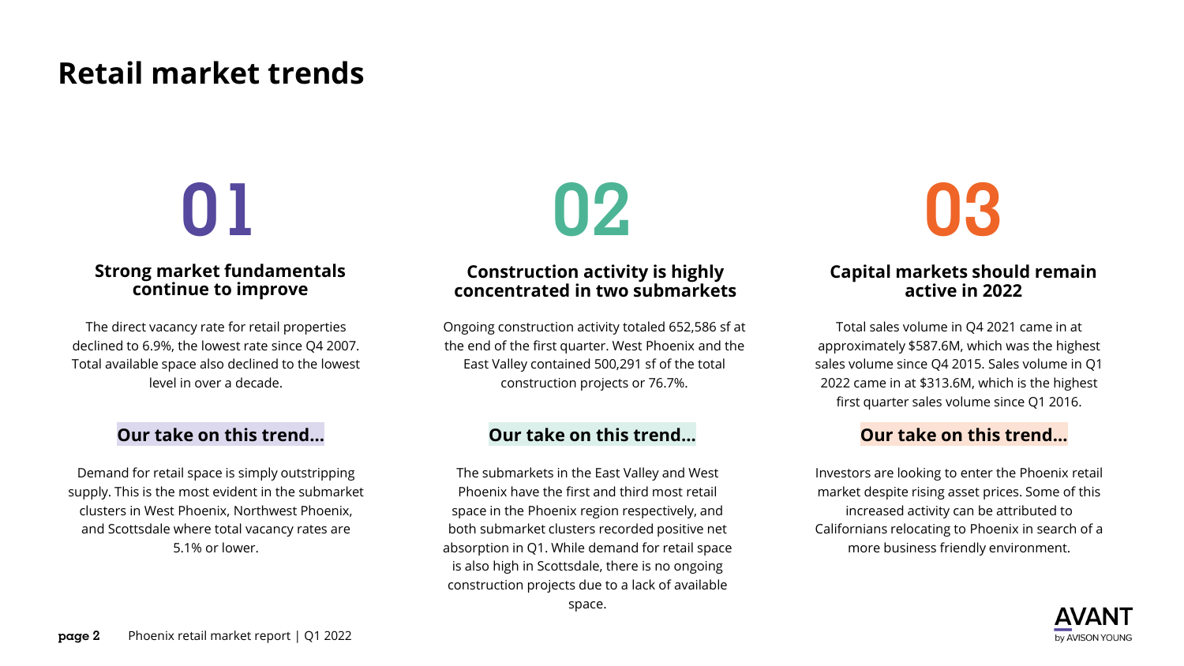# Retail market trends

## 01

### Strong market fundamentals continue to improve

The direct vacancy rate for retail properties declined to 6.9%, the lowest rate since Q4 2007. Total available space also declined to the lowest level in over a decade.

**Our take on this trend…**

Demand for retail space is simply outstripping supply. This is the most evident in the submarket clusters in West Phoenix, Northwest Phoenix, and Scottsdale where total vacancy rates are 5.1% or lower.

## 02

### Construction activity is highly concentrated in two submarkets

Ongoing construction activity totaled 652,586 sf at the end of the first quarter. West Phoenix and the East Valley contained 500,291 sf of the total construction projects or 76.7%.

**Our take on this trend…**

The submarkets in the East Valley and West Phoenix have the first and third most retail space in the Phoenix region respectively, and both submarket clusters recorded positive net absorption in Q1. While demand for retail space is also high in Scottsdale, there is no ongoing construction projects due to a lack of available space.

## 03

### Capital markets should remain active in 2022

Total sales volume in Q4 2021 came in at approximately $587.6M, which was the highest sales volume since Q4 2015. Sales volume in Q1 2022 came in at $313.6M, which is the highest first quarter sales volume since Q1 2016.

**Our take on this trend…**

Investors are looking to enter the Phoenix retail market despite rising asset prices. Some of this increased activity can be attributed to Californians relocating to Phoenix in search of a more business friendly environment.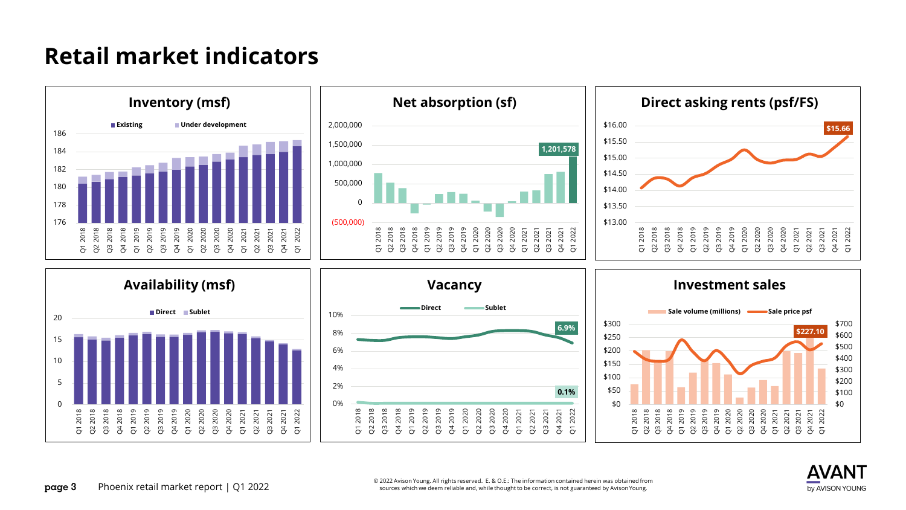# Retail market indicators

## Inventory (msf)

Existing | Under development

186, 184, 182, 180, 178, 176

Q1 2018, Q2 2018, Q3 2018, Q4 2018, Q1 2019, Q2 2019, Q3 2019, Q4 2019, Q1 2020, Q2 2020, Q3 2020, Q4 2020, Q1 2021, Q2 2021, Q3 2021, Q4 2021, Q1 2022

## Net absorption (sf)

2,000,000, 1,500,000, 1,000,000, 500,000, 0, (500,000)

1,201,578

Q1 2018, Q2 2018, Q3 2018, Q4 2018, Q1 2019, Q2 2019, Q3 2019, Q4 2019, Q1 2020, Q2 2020, Q3 2020, Q4 2020, Q1 2021, Q2 2021, Q3 2021, Q4 2021, Q1 2022

## Direct asking rents (psf/FS)

$16.00, $15.50, $15.00, $14.50, $14.00, $13.50, $13.00

$15.66

Q1 2018, Q2 2018, Q3 2018, Q4 2018, Q1 2019, Q2 2019, Q3 2019, Q4 2019, Q1 2020, Q2 2020, Q3 2020, Q4 2020, Q1 2021, Q2 2021, Q3 2021, Q4 2021, Q1 2022

## Availability (msf)

Direct | Sublet

20, 15, 10, 5, 0

Q1 2018, Q2 2018, Q3 2018, Q4 2018, Q1 2019, Q2 2019, Q3 2019, Q4 2019, Q1 2020, Q2 2020, Q3 2020, Q4 2020, Q1 2021, Q2 2021, Q3 2021, Q4 2021, Q1 2022

## Vacancy

Direct | Sublet

10%, 8%, 6%, 4%, 2%, 0%

6.9%

0.1%

Q1 2018, Q2 2018, Q3 2018, Q4 2018, Q1 2019, Q2 2019, Q3 2019, Q4 2019, Q1 2020, Q2 2020, Q3 2020, Q4 2020, Q1 2021, Q2 2021, Q3 2021, Q4 2021, Q1 2022

## Investment sales

Sale volume (millions) | Sale price psf

$300, $250, $200, $150, $100, $50, $0

$700, $600, $500, $400, $300, $200, $100, $0

$227.10

Q1 2018, Q2 2018, Q3 2018, Q4 2018, Q1 2019, Q2 2019, Q3 2019, Q4 2019, Q1 2020, Q2 2020, Q3 2020, Q4 2020, Q1 2021, Q2 2021, Q3 2021, Q4 2021, Q1 2022

Phoenix retail market report | Q1 2022

© 2022 Avison Young. All rights reserved. E. & O.E.: The information contained herein was obtained from sources which we deem reliable and, while thought to be correct, is not guaranteed by Avison Young.

AVANT by AVISON YOUNG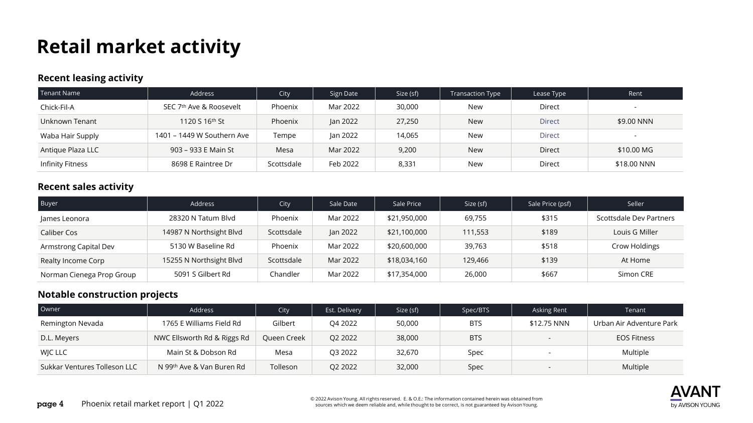# Retail market activity

## Recent leasing activity

| Tenant Name | Address | City | Sign Date | Size (sf) | Transaction Type | Lease Type | Rent |
|---|---|---|---|---|---|---|---|
| Chick-Fil-A | SEC 7th Ave & Roosevelt | Phoenix | Mar 2022 | 30,000 | New | Direct | - |
| Unknown Tenant | 1120 S 16th St | Phoenix | Jan 2022 | 27,250 | New | Direct | $9.00 NNN |
| Waba Hair Supply | 1401 – 1449 W Southern Ave | Tempe | Jan 2022 | 14,065 | New | Direct | - |
| Antique Plaza LLC | 903 – 933 E Main St | Mesa | Mar 2022 | 9,200 | New | Direct | $10.00 MG |
| Infinity Fitness | 8698 E Raintree Dr | Scottsdale | Feb 2022 | 8,331 | New | Direct | $18.00 NNN |

## Recent sales activity

| Buyer | Address | City | Sale Date | Sale Price | Size (sf) | Sale Price (psf) | Seller |
|---|---|---|---|---|---|---|---|
| James Leonora | 28320 N Tatum Blvd | Phoenix | Mar 2022 | $21,950,000 | 69,755 | $315 | Scottsdale Dev Partners |
| Caliber Cos | 14987 N Northsight Blvd | Scottsdale | Jan 2022 | $21,100,000 | 111,553 | $189 | Louis G Miller |
| Armstrong Capital Dev | 5130 W Baseline Rd | Phoenix | Mar 2022 | $20,600,000 | 39,763 | $518 | Crow Holdings |
| Realty Income Corp | 15255 N Northsight Blvd | Scottsdale | Mar 2022 | $18,034,160 | 129,466 | $139 | At Home |
| Norman Cienega Prop Group | 5091 S Gilbert Rd | Chandler | Mar 2022 | $17,354,000 | 26,000 | $667 | Simon CRE |

## Notable construction projects

| Owner | Address | City | Est. Delivery | Size (sf) | Spec/BTS | Asking Rent | Tenant |
|---|---|---|---|---|---|---|---|
| Remington Nevada | 1765 E Williams Field Rd | Gilbert | Q4 2022 | 50,000 | BTS | $12.75 NNN | Urban Air Adventure Park |
| D.L. Meyers | NWC Ellsworth Rd & Riggs Rd | Queen Creek | Q2 2022 | 38,000 | BTS | - | EOS Fitness |
| WJC LLC | Main St & Dobson Rd | Mesa | Q3 2022 | 32,670 | Spec | - | Multiple |
| Sukkar Ventures Tolleson LLC | N 99th Ave & Van Buren Rd | Tolleson | Q2 2022 | 32,000 | Spec | - | Multiple |

© 2022 Avison Young. All rights reserved. E. & O.E.: The information contained herein was obtained from sources which we deem reliable and, while thought to be correct, is not guaranteed by Avison Young.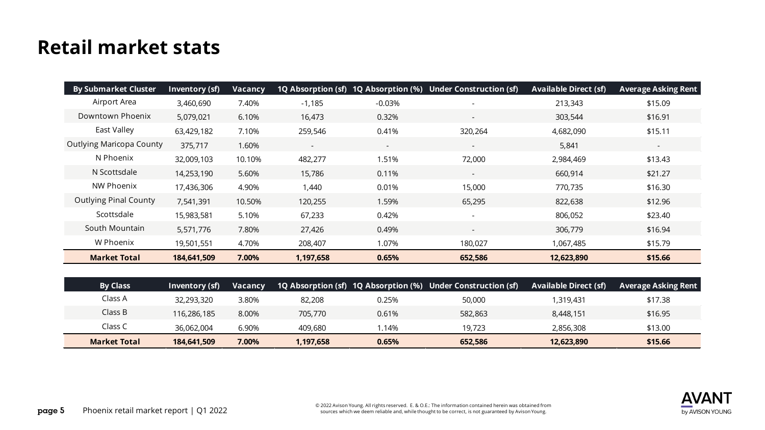# Retail market stats

| By Submarket Cluster | Inventory (sf) | Vacancy | 1Q Absorption (sf) | 1Q Absorption (%) | Under Construction (sf) | Available Direct (sf) | Average Asking Rent |
|---|---|---|---|---|---|---|---|
| Airport Area | 3,460,690 | 7.40% | -1,185 | -0.03% | - | 213,343 | $15.09 |
| Downtown Phoenix | 5,079,021 | 6.10% | 16,473 | 0.32% | - | 303,544 | $16.91 |
| East Valley | 63,429,182 | 7.10% | 259,546 | 0.41% | 320,264 | 4,682,090 | $15.11 |
| Outlying Maricopa County | 375,717 | 1.60% | - | - | - | 5,841 | - |
| N Phoenix | 32,009,103 | 10.10% | 482,277 | 1.51% | 72,000 | 2,984,469 | $13.43 |
| N Scottsdale | 14,253,190 | 5.60% | 15,786 | 0.11% | - | 660,914 | $21.27 |
| NW Phoenix | 17,436,306 | 4.90% | 1,440 | 0.01% | 15,000 | 770,735 | $16.30 |
| Outlying Pinal County | 7,541,391 | 10.50% | 120,255 | 1.59% | 65,295 | 822,638 | $12.96 |
| Scottsdale | 15,983,581 | 5.10% | 67,233 | 0.42% | - | 806,052 | $23.40 |
| South Mountain | 5,571,776 | 7.80% | 27,426 | 0.49% | - | 306,779 | $16.94 |
| W Phoenix | 19,501,551 | 4.70% | 208,407 | 1.07% | 180,027 | 1,067,485 | $15.79 |
| **Market Total** | **184,641,509** | **7.00%** | **1,197,658** | **0.65%** | **652,586** | **12,623,890** | **$15.66** |

| By Class | Inventory (sf) | Vacancy | 1Q Absorption (sf) | 1Q Absorption (%) | Under Construction (sf) | Available Direct (sf) | Average Asking Rent |
|---|---|---|---|---|---|---|---|
| Class A | 32,293,320 | 3.80% | 82,208 | 0.25% | 50,000 | 1,319,431 | $17.38 |
| Class B | 116,286,185 | 8.00% | 705,770 | 0.61% | 582,863 | 8,448,151 | $16.95 |
| Class C | 36,062,004 | 6.90% | 409,680 | 1.14% | 19,723 | 2,856,308 | $13.00 |
| **Market Total** | **184,641,509** | **7.00%** | **1,197,658** | **0.65%** | **652,586** | **12,623,890** | **$15.66** |

© 2022 Avison Young. All rights reserved. E. & O.E.: The information contained herein was obtained from sources which we deem reliable and, while thought to be correct, is not guaranteed by Avison Young.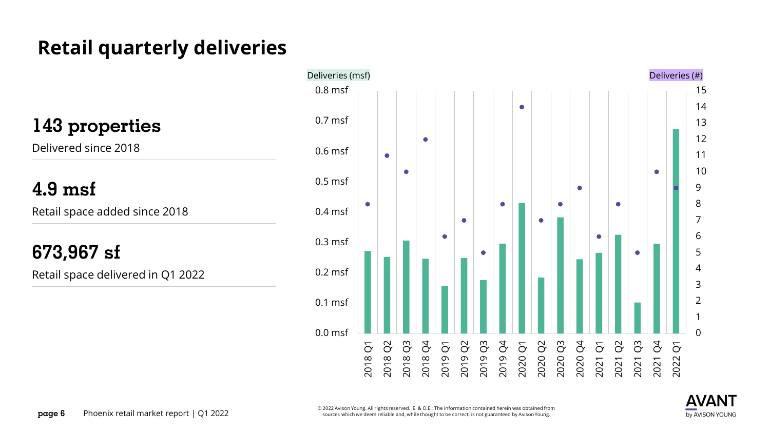# Retail quarterly deliveries

## 143 properties

Delivered since 2018

## 4.9 msf

Retail space added since 2018

## 673,967 sf

Retail space delivered in Q1 2022

Deliveries (msf)

Deliveries (#)

0.8 msf
0.7 msf
0.6 msf
0.5 msf
0.4 msf
0.3 msf
0.2 msf
0.1 msf
0.0 msf

15
14
13
12
11
10
9
8
7
6
5
4
3
2
1
0

2018 Q1
2018 Q2
2018 Q3
2018 Q4
2019 Q1
2019 Q2
2019 Q3
2019 Q4
2020 Q1
2020 Q2
2020 Q3
2020 Q4
2021 Q1
2021 Q2
2021 Q3
2021 Q4
2022 Q1

© 2022 Avison Young. All rights reserved. E. & O.E.: The information contained herein was obtained from sources which we deem reliable and, while thought to be correct, is not guaranteed by Avison Young.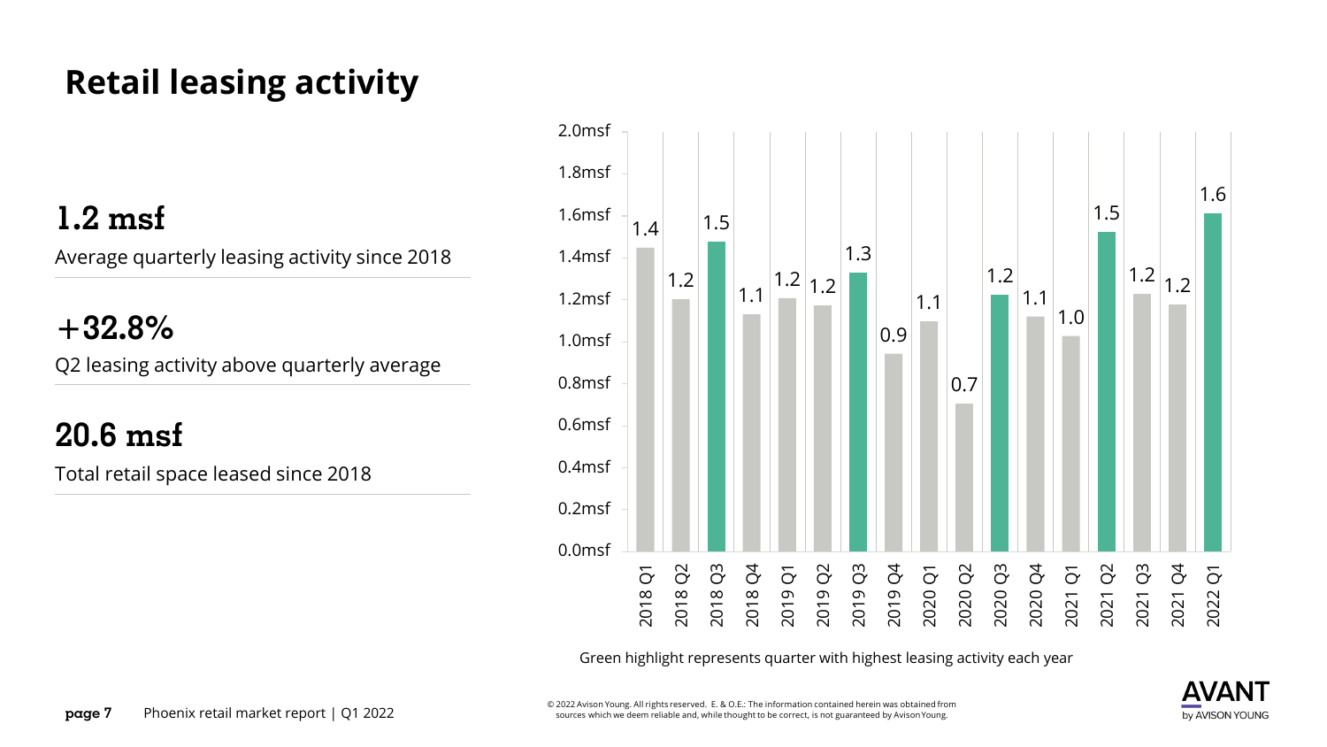# Retail leasing activity

## 1.2 msf

Average quarterly leasing activity since 2018

## +32.8%

Q2 leasing activity above quarterly average

## 20.6 msf

Total retail space leased since 2018

| Quarter | Leasing activity (msf) |
|---|---|
| 2018 Q1 | 1.4 |
| 2018 Q2 | 1.2 |
| 2018 Q3 | 1.5 |
| 2018 Q4 | 1.1 |
| 2019 Q1 | 1.2 |
| 2019 Q2 | 1.2 |
| 2019 Q3 | 1.3 |
| 2019 Q4 | 0.9 |
| 2020 Q1 | 1.1 |
| 2020 Q2 | 0.7 |
| 2020 Q3 | 1.2 |
| 2020 Q4 | 1.1 |
| 2021 Q1 | 1.0 |
| 2021 Q2 | 1.5 |
| 2021 Q3 | 1.2 |
| 2021 Q4 | 1.2 |
| 2022 Q1 | 1.6 |

Green highlight represents quarter with highest leasing activity each year

© 2022 Avison Young. All rights reserved. E. & O.E.: The information contained herein was obtained from sources which we deem reliable and, while thought to be correct, is not guaranteed by Avison Young.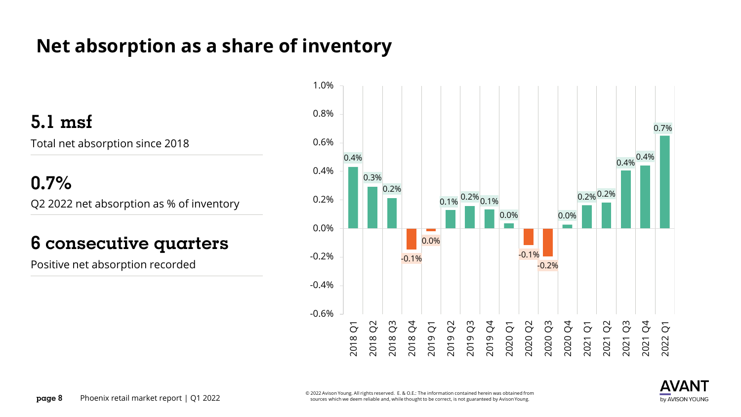# Net absorption as a share of inventory

## 5.1 msf

Total net absorption since 2018

## 0.7%

Q2 2022 net absorption as % of inventory

## 6 consecutive quarters

Positive net absorption recorded

| Quarter | Net absorption as % of inventory |
|---|---|
| 2018 Q1 | 0.4% |
| 2018 Q2 | 0.3% |
| 2018 Q3 | 0.2% |
| 2018 Q4 | -0.1% |
| 2019 Q1 | 0.0% |
| 2019 Q2 | 0.1% |
| 2019 Q3 | 0.2% |
| 2019 Q4 | 0.1% |
| 2020 Q1 | 0.0% |
| 2020 Q2 | -0.1% |
| 2020 Q3 | -0.2% |
| 2020 Q4 | 0.0% |
| 2021 Q1 | 0.2% |
| 2021 Q2 | 0.2% |
| 2021 Q3 | 0.4% |
| 2021 Q4 | 0.4% |
| 2022 Q1 | 0.7% |

© 2022 Avison Young. All rights reserved. E. & O.E.: The information contained herein was obtained from sources which we deem reliable and, while thought to be correct, is not guaranteed by Avison Young.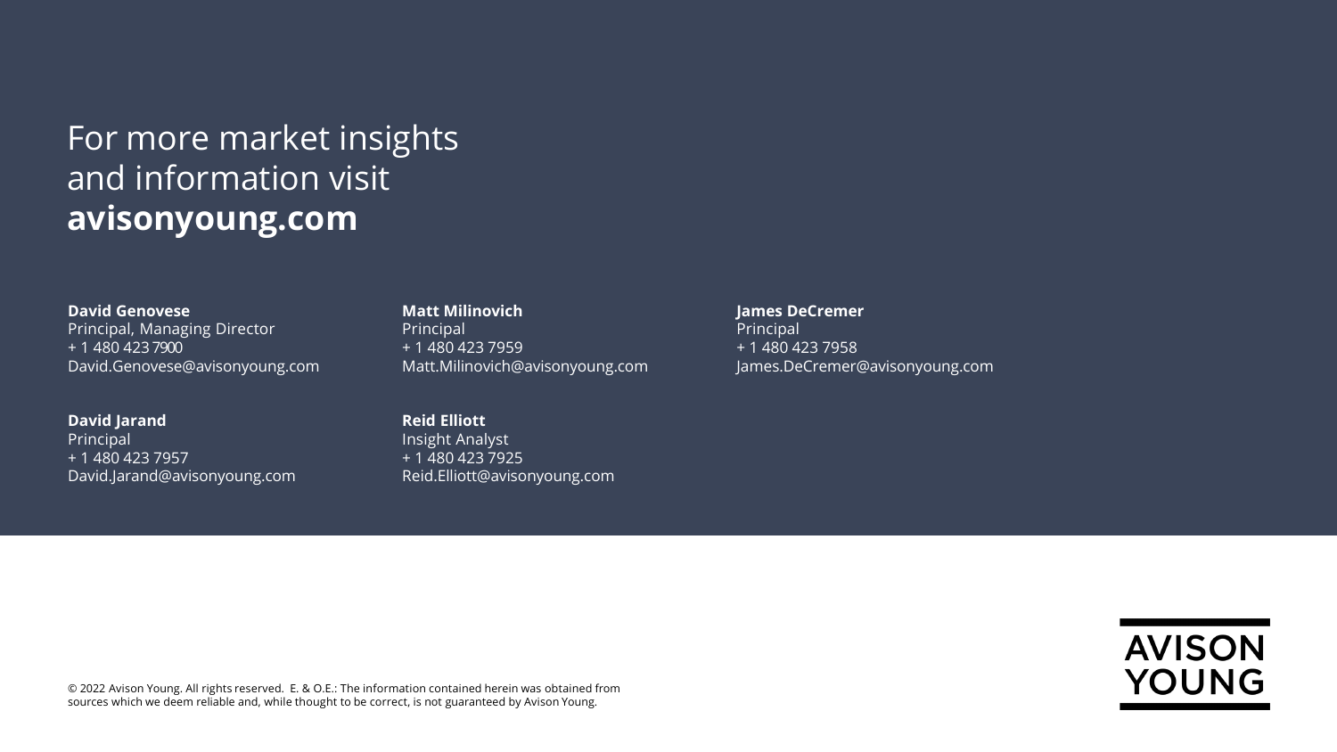# For more market insights and information visit **avisonyoung.com**

**David Genovese**
Principal, Managing Director
+ 1 480 423 7900
David.Genovese@avisonyoung.com

**Matt Milinovich**
Principal
+ 1 480 423 7959
Matt.Milinovich@avisonyoung.com

**James DeCremer**
Principal
+ 1 480 423 7958
James.DeCremer@avisonyoung.com

**David Jarand**
Principal
+ 1 480 423 7957
David.Jarand@avisonyoung.com

**Reid Elliott**
Insight Analyst
+ 1 480 423 7925
Reid.Elliott@avisonyoung.com

AVISON YOUNG

© 2022 Avison Young. All rights reserved. E. & O.E.: The information contained herein was obtained from sources which we deem reliable and, while thought to be correct, is not guaranteed by Avison Young.